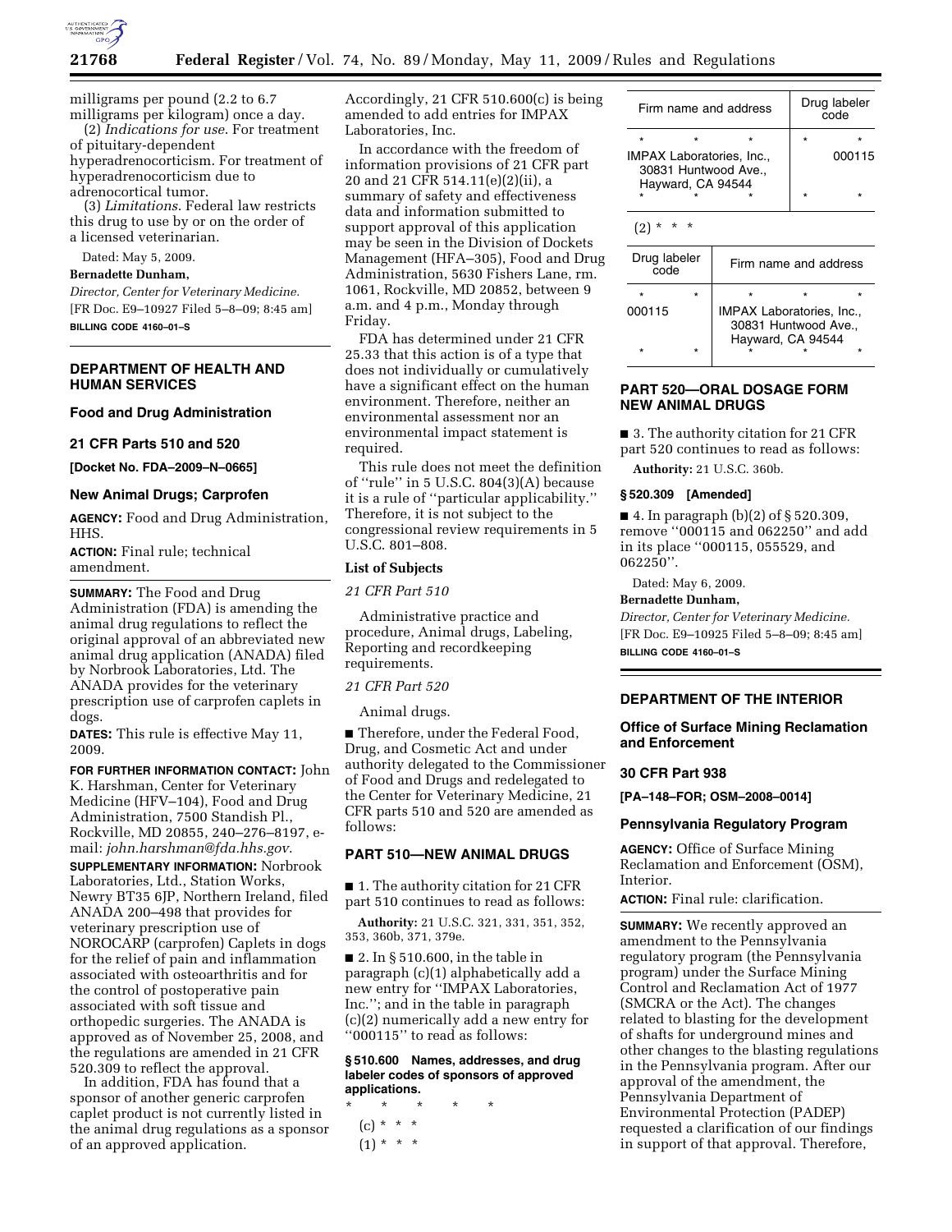milligrams per pound (2.2 to 6.7 milligrams per kilogram) once a day.

(2) *Indications for use*. For treatment of pituitary-dependent hyperadrenocorticism. For treatment of hyperadrenocorticism due to adrenocortical tumor.

(3) *Limitations*. Federal law restricts this drug to use by or on the order of a licensed veterinarian.

Dated: May 5, 2009.

**Bernadette Dunham,**

*Director, Center for Veterinary Medicine.*

[FR Doc. E9–10927 Filed 5–8–09; 8:45 am]

**BILLING CODE 4160–01–S**

## DEPARTMENT OF HEALTH AND HUMAN SERVICES

### Food and Drug Administration

### 21 CFR Parts 510 and 520

**[Docket No. FDA–2009–N–0665]**

### New Animal Drugs; Carprofen

**AGENCY:** Food and Drug Administration, HHS.

**ACTION:** Final rule; technical amendment.

**SUMMARY:** The Food and Drug Administration (FDA) is amending the animal drug regulations to reflect the original approval of an abbreviated new animal drug application (ANADA) filed by Norbrook Laboratories, Ltd. The ANADA provides for the veterinary prescription use of carprofen caplets in dogs.

**DATES:** This rule is effective May 11, 2009.

**FOR FURTHER INFORMATION CONTACT:** John K. Harshman, Center for Veterinary Medicine (HFV–104), Food and Drug Administration, 7500 Standish Pl., Rockville, MD 20855, 240–276–8197, e-mail: *john.harshman@fda.hhs.gov*.

**SUPPLEMENTARY INFORMATION:** Norbrook Laboratories, Ltd., Station Works, Newry BT35 6JP, Northern Ireland, filed ANADA 200–498 that provides for veterinary prescription use of NOROCARP (carprofen) Caplets in dogs for the relief of pain and inflammation associated with osteoarthritis and for the control of postoperative pain associated with soft tissue and orthopedic surgeries. The ANADA is approved as of November 25, 2008, and the regulations are amended in 21 CFR 520.309 to reflect the approval.

In addition, FDA has found that a sponsor of another generic carprofen caplet product is not currently listed in the animal drug regulations as a sponsor of an approved application. Accordingly, 21 CFR 510.600(c) is being amended to add entries for IMPAX Laboratories, Inc.

In accordance with the freedom of information provisions of 21 CFR part 20 and 21 CFR 514.11(e)(2)(ii), a summary of safety and effectiveness data and information submitted to support approval of this application may be seen in the Division of Dockets Management (HFA–305), Food and Drug Administration, 5630 Fishers Lane, rm. 1061, Rockville, MD 20852, between 9 a.m. and 4 p.m., Monday through Friday.

FDA has determined under 21 CFR 25.33 that this action is of a type that does not individually or cumulatively have a significant effect on the human environment. Therefore, neither an environmental assessment nor an environmental impact statement is required.

This rule does not meet the definition of "rule" in 5 U.S.C. 804(3)(A) because it is a rule of "particular applicability." Therefore, it is not subject to the congressional review requirements in 5 U.S.C. 801–808.

**List of Subjects**

*21 CFR Part 510*

Administrative practice and procedure, Animal drugs, Labeling, Reporting and recordkeeping requirements.

*21 CFR Part 520*

Animal drugs.

■ Therefore, under the Federal Food, Drug, and Cosmetic Act and under authority delegated to the Commissioner of Food and Drugs and redelegated to the Center for Veterinary Medicine, 21 CFR parts 510 and 520 are amended as follows:

## PART 510—NEW ANIMAL DRUGS

■ 1. The authority citation for 21 CFR part 510 continues to read as follows:

**Authority:** 21 U.S.C. 321, 331, 351, 352, 353, 360b, 371, 379e.

■ 2. In § 510.600, in the table in paragraph (c)(1) alphabetically add a new entry for "IMPAX Laboratories, Inc."; and in the table in paragraph (c)(2) numerically add a new entry for "000115" to read as follows:

**§ 510.600 Names, addresses, and drug labeler codes of sponsors of approved applications.**

\* \* \* \* \*

(c) \* \* \*

(1) \* \* \*

| Firm name and address | Drug labeler code |
|---|---|
| \* \* \* | \* \* |
| IMPAX Laboratories, Inc., 30831 Huntwood Ave., Hayward, CA 94544 | 000115 |
| \* \* \* | \* \* |

(2) \* \* \*

| Drug labeler code | Firm name and address |
|---|---|
| \* \* | \* \* \* |
| 000115 | IMPAX Laboratories, Inc., 30831 Huntwood Ave., Hayward, CA 94544 |
| \* \* | \* \* \* |

## PART 520—ORAL DOSAGE FORM NEW ANIMAL DRUGS

■ 3. The authority citation for 21 CFR part 520 continues to read as follows:

**Authority:** 21 U.S.C. 360b.

**§ 520.309 [Amended]**

■ 4. In paragraph (b)(2) of § 520.309, remove "000115 and 062250" and add in its place "000115, 055529, and 062250".

Dated: May 6, 2009.

**Bernadette Dunham,**

*Director, Center for Veterinary Medicine.*

[FR Doc. E9–10925 Filed 5–8–09; 8:45 am]

**BILLING CODE 4160–01–S**

## DEPARTMENT OF THE INTERIOR

### Office of Surface Mining Reclamation and Enforcement

### 30 CFR Part 938

**[PA–148–FOR; OSM–2008–0014]**

### Pennsylvania Regulatory Program

**AGENCY:** Office of Surface Mining Reclamation and Enforcement (OSM), Interior.

**ACTION:** Final rule: clarification.

**SUMMARY:** We recently approved an amendment to the Pennsylvania regulatory program (the Pennsylvania program) under the Surface Mining Control and Reclamation Act of 1977 (SMCRA or the Act). The changes related to blasting for the development of shafts for underground mines and other changes to the blasting regulations in the Pennsylvania program. After our approval of the amendment, the Pennsylvania Department of Environmental Protection (PADEP) requested a clarification of our findings in support of that approval. Therefore,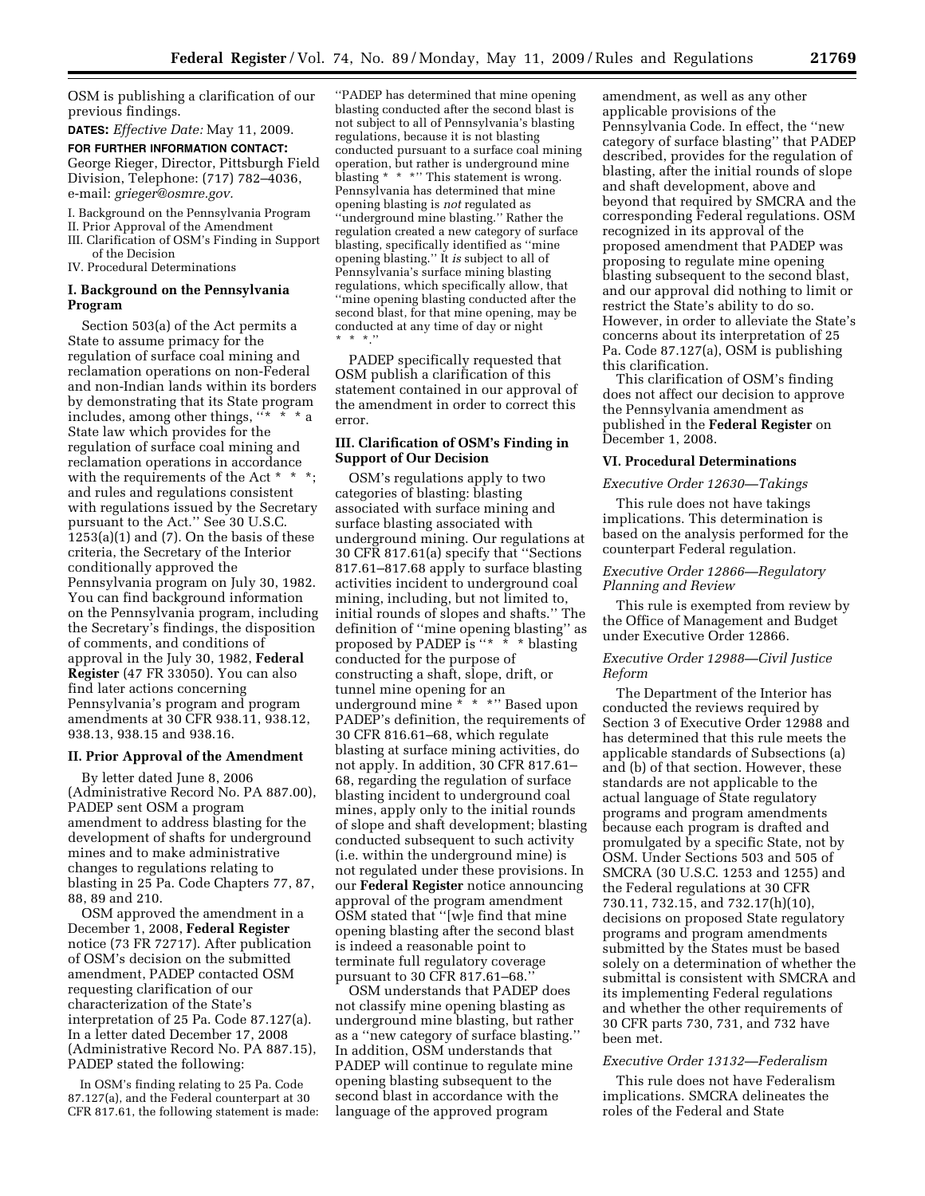OSM is publishing a clarification of our previous findings.

**DATES:** *Effective Date:* May 11, 2009.

**FOR FURTHER INFORMATION CONTACT:** George Rieger, Director, Pittsburgh Field Division, Telephone: (717) 782–4036, e-mail: *grieger@osmre.gov.*

I. Background on the Pennsylvania Program
II. Prior Approval of the Amendment
III. Clarification of OSM's Finding in Support of the Decision
IV. Procedural Determinations

## I. Background on the Pennsylvania Program

Section 503(a) of the Act permits a State to assume primacy for the regulation of surface coal mining and reclamation operations on non-Federal and non-Indian lands within its borders by demonstrating that its State program includes, among other things, ''* * * a State law which provides for the regulation of surface coal mining and reclamation operations in accordance with the requirements of the Act * * *; and rules and regulations consistent with regulations issued by the Secretary pursuant to the Act.'' See 30 U.S.C. 1253(a)(1) and (7). On the basis of these criteria, the Secretary of the Interior conditionally approved the Pennsylvania program on July 30, 1982. You can find background information on the Pennsylvania program, including the Secretary's findings, the disposition of comments, and conditions of approval in the July 30, 1982, **Federal Register** (47 FR 33050). You can also find later actions concerning Pennsylvania's program and program amendments at 30 CFR 938.11, 938.12, 938.13, 938.15 and 938.16.

## II. Prior Approval of the Amendment

By letter dated June 8, 2006 (Administrative Record No. PA 887.00), PADEP sent OSM a program amendment to address blasting for the development of shafts for underground mines and to make administrative changes to regulations relating to blasting in 25 Pa. Code Chapters 77, 87, 88, 89 and 210.

OSM approved the amendment in a December 1, 2008, **Federal Register** notice (73 FR 72717). After publication of OSM's decision on the submitted amendment, PADEP contacted OSM requesting clarification of our characterization of the State's interpretation of 25 Pa. Code 87.127(a). In a letter dated December 17, 2008 (Administrative Record No. PA 887.15), PADEP stated the following:

> In OSM's finding relating to 25 Pa. Code 87.127(a), and the Federal counterpart at 30 CFR 817.61, the following statement is made: ''PADEP has determined that mine opening blasting conducted after the second blast is not subject to all of Pennsylvania's blasting regulations, because it is not blasting conducted pursuant to a surface coal mining operation, but rather is underground mine blasting * * *'' This statement is wrong. Pennsylvania has determined that mine opening blasting is *not* regulated as ''underground mine blasting.'' Rather the regulation created a new category of surface blasting, specifically identified as ''mine opening blasting.'' It *is* subject to all of Pennsylvania's surface mining blasting regulations, which specifically allow, that ''mine opening blasting conducted after the second blast, for that mine opening, may be conducted at any time of day or night * * *.''

PADEP specifically requested that OSM publish a clarification of this statement contained in our approval of the amendment in order to correct this error.

## III. Clarification of OSM's Finding in Support of Our Decision

OSM's regulations apply to two categories of blasting: blasting associated with surface mining and surface blasting associated with underground mining. Our regulations at 30 CFR 817.61(a) specify that ''Sections 817.61–817.68 apply to surface blasting activities incident to underground coal mining, including, but not limited to, initial rounds of slopes and shafts.'' The definition of ''mine opening blasting'' as proposed by PADEP is ''* * * blasting conducted for the purpose of constructing a shaft, slope, drift, or tunnel mine opening for an underground mine * * *'' Based upon PADEP's definition, the requirements of 30 CFR 816.61–68, which regulate blasting at surface mining activities, do not apply. In addition, 30 CFR 817.61–68, regarding the regulation of surface blasting incident to underground coal mines, apply only to the initial rounds of slope and shaft development; blasting conducted subsequent to such activity (i.e. within the underground mine) is not regulated under these provisions. In our **Federal Register** notice announcing approval of the program amendment OSM stated that ''[w]e find that mine opening blasting after the second blast is indeed a reasonable point to terminate full regulatory coverage pursuant to 30 CFR 817.61–68.''

OSM understands that PADEP does not classify mine opening blasting as underground mine blasting, but rather as a ''new category of surface blasting.'' In addition, OSM understands that PADEP will continue to regulate mine opening blasting subsequent to the second blast in accordance with the language of the approved program amendment, as well as any other applicable provisions of the Pennsylvania Code. In effect, the ''new category of surface blasting'' that PADEP described, provides for the regulation of blasting, after the initial rounds of slope and shaft development, above and beyond that required by SMCRA and the corresponding Federal regulations. OSM recognized in its approval of the proposed amendment that PADEP was proposing to regulate mine opening blasting subsequent to the second blast, and our approval did nothing to limit or restrict the State's ability to do so. However, in order to alleviate the State's concerns about its interpretation of 25 Pa. Code 87.127(a), OSM is publishing this clarification.

This clarification of OSM's finding does not affect our decision to approve the Pennsylvania amendment as published in the **Federal Register** on December 1, 2008.

## VI. Procedural Determinations

### *Executive Order 12630—Takings*

This rule does not have takings implications. This determination is based on the analysis performed for the counterpart Federal regulation.

### *Executive Order 12866—Regulatory Planning and Review*

This rule is exempted from review by the Office of Management and Budget under Executive Order 12866.

### *Executive Order 12988—Civil Justice Reform*

The Department of the Interior has conducted the reviews required by Section 3 of Executive Order 12988 and has determined that this rule meets the applicable standards of Subsections (a) and (b) of that section. However, these standards are not applicable to the actual language of State regulatory programs and program amendments because each program is drafted and promulgated by a specific State, not by OSM. Under Sections 503 and 505 of SMCRA (30 U.S.C. 1253 and 1255) and the Federal regulations at 30 CFR 730.11, 732.15, and 732.17(h)(10), decisions on proposed State regulatory programs and program amendments submitted by the States must be based solely on a determination of whether the submittal is consistent with SMCRA and its implementing Federal regulations and whether the other requirements of 30 CFR parts 730, 731, and 732 have been met.

### *Executive Order 13132—Federalism*

This rule does not have Federalism implications. SMCRA delineates the roles of the Federal and State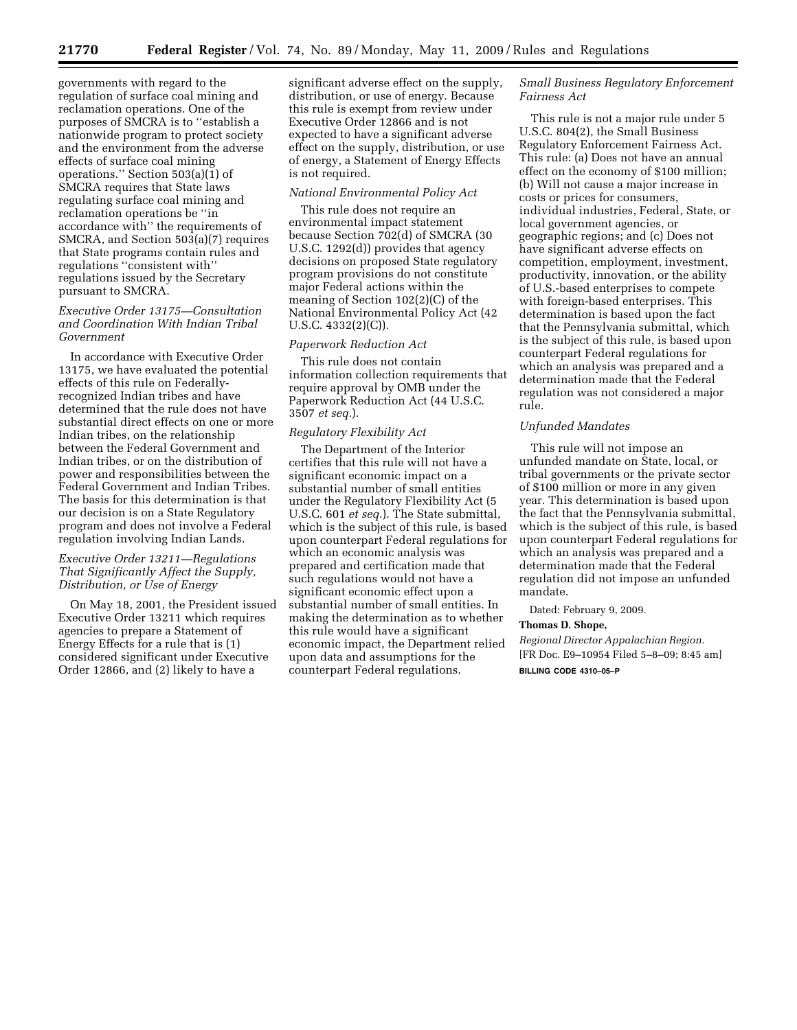governments with regard to the regulation of surface coal mining and reclamation operations. One of the purposes of SMCRA is to ''establish a nationwide program to protect society and the environment from the adverse effects of surface coal mining operations.'' Section 503(a)(1) of SMCRA requires that State laws regulating surface coal mining and reclamation operations be ''in accordance with'' the requirements of SMCRA, and Section 503(a)(7) requires that State programs contain rules and regulations ''consistent with'' regulations issued by the Secretary pursuant to SMCRA.

*Executive Order 13175—Consultation and Coordination With Indian Tribal Government*

In accordance with Executive Order 13175, we have evaluated the potential effects of this rule on Federally-recognized Indian tribes and have determined that the rule does not have substantial direct effects on one or more Indian tribes, on the relationship between the Federal Government and Indian tribes, or on the distribution of power and responsibilities between the Federal Government and Indian Tribes. The basis for this determination is that our decision is on a State Regulatory program and does not involve a Federal regulation involving Indian Lands.

*Executive Order 13211—Regulations That Significantly Affect the Supply, Distribution, or Use of Energy*

On May 18, 2001, the President issued Executive Order 13211 which requires agencies to prepare a Statement of Energy Effects for a rule that is (1) considered significant under Executive Order 12866, and (2) likely to have a significant adverse effect on the supply, distribution, or use of energy. Because this rule is exempt from review under Executive Order 12866 and is not expected to have a significant adverse effect on the supply, distribution, or use of energy, a Statement of Energy Effects is not required.

*National Environmental Policy Act*

This rule does not require an environmental impact statement because Section 702(d) of SMCRA (30 U.S.C. 1292(d)) provides that agency decisions on proposed State regulatory program provisions do not constitute major Federal actions within the meaning of Section 102(2)(C) of the National Environmental Policy Act (42 U.S.C. 4332(2)(C)).

*Paperwork Reduction Act*

This rule does not contain information collection requirements that require approval by OMB under the Paperwork Reduction Act (44 U.S.C. 3507 *et seq.*).

*Regulatory Flexibility Act*

The Department of the Interior certifies that this rule will not have a significant economic impact on a substantial number of small entities under the Regulatory Flexibility Act (5 U.S.C. 601 *et seq.*). The State submittal, which is the subject of this rule, is based upon counterpart Federal regulations for which an economic analysis was prepared and certification made that such regulations would not have a significant economic effect upon a substantial number of small entities. In making the determination as to whether this rule would have a significant economic impact, the Department relied upon data and assumptions for the counterpart Federal regulations.

*Small Business Regulatory Enforcement Fairness Act*

This rule is not a major rule under 5 U.S.C. 804(2), the Small Business Regulatory Enforcement Fairness Act. This rule: (a) Does not have an annual effect on the economy of $100 million; (b) Will not cause a major increase in costs or prices for consumers, individual industries, Federal, State, or local government agencies, or geographic regions; and (c) Does not have significant adverse effects on competition, employment, investment, productivity, innovation, or the ability of U.S.-based enterprises to compete with foreign-based enterprises. This determination is based upon the fact that the Pennsylvania submittal, which is the subject of this rule, is based upon counterpart Federal regulations for which an analysis was prepared and a determination made that the Federal regulation was not considered a major rule.

*Unfunded Mandates*

This rule will not impose an unfunded mandate on State, local, or tribal governments or the private sector of $100 million or more in any given year. This determination is based upon the fact that the Pennsylvania submittal, which is the subject of this rule, is based upon counterpart Federal regulations for which an analysis was prepared and a determination made that the Federal regulation did not impose an unfunded mandate.

Dated: February 9, 2009.

**Thomas D. Shope,**

*Regional Director Appalachian Region.*

[FR Doc. E9–10954 Filed 5–8–09; 8:45 am]

**BILLING CODE 4310–05–P**